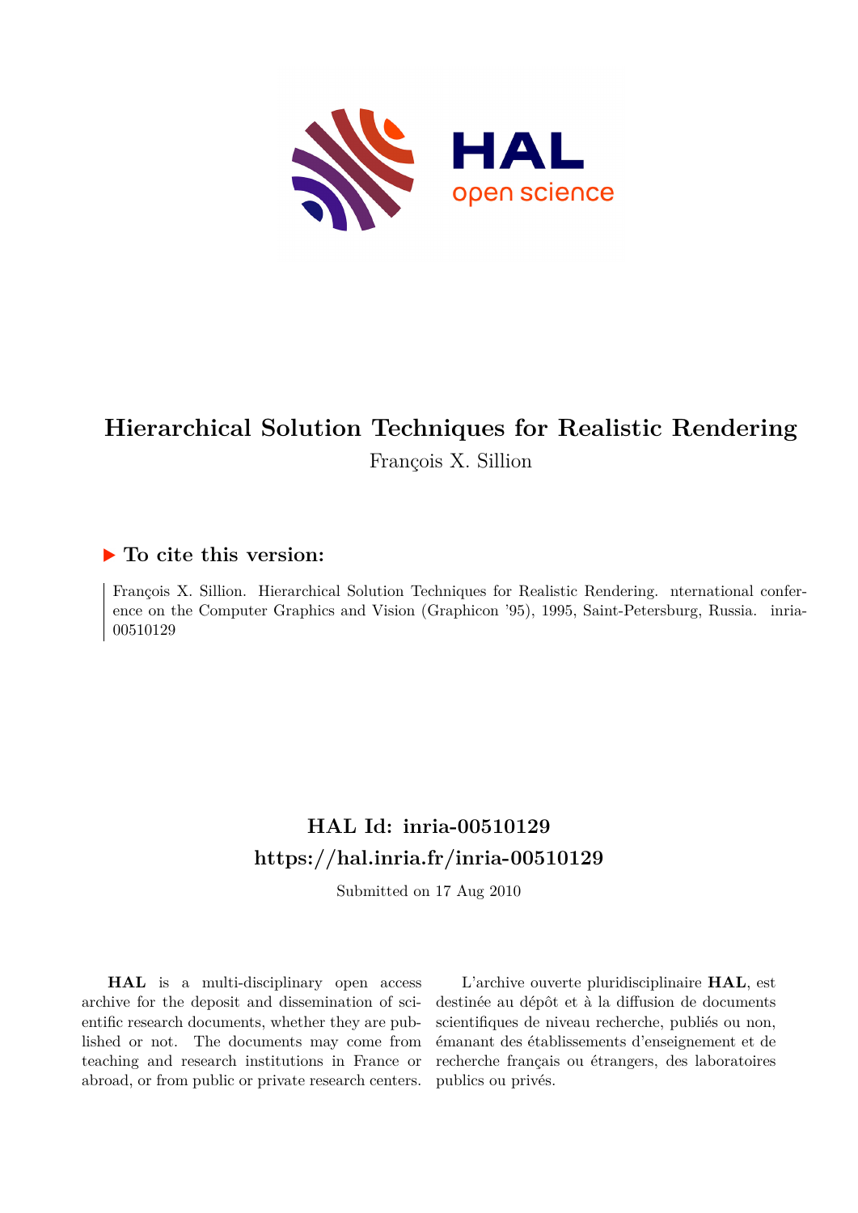# Hierarchical Solution Techniques for Realistic Rendering

François X. Sillion

## ▶ To cite this version:

François X. Sillion. Hierarchical Solution Techniques for Realistic Rendering. nternational conference on the Computer Graphics and Vision (Graphicon '95), 1995, Saint-Petersburg, Russia. inria-00510129

## HAL Id: inria-00510129
## https://hal.inria.fr/inria-00510129

Submitted on 17 Aug 2010

**HAL** is a multi-disciplinary open access archive for the deposit and dissemination of scientific research documents, whether they are published or not. The documents may come from teaching and research institutions in France or abroad, or from public or private research centers.

L'archive ouverte pluridisciplinaire **HAL**, est destinée au dépôt et à la diffusion de documents scientifiques de niveau recherche, publiés ou non, émanant des établissements d'enseignement et de recherche français ou étrangers, des laboratoires publics ou privés.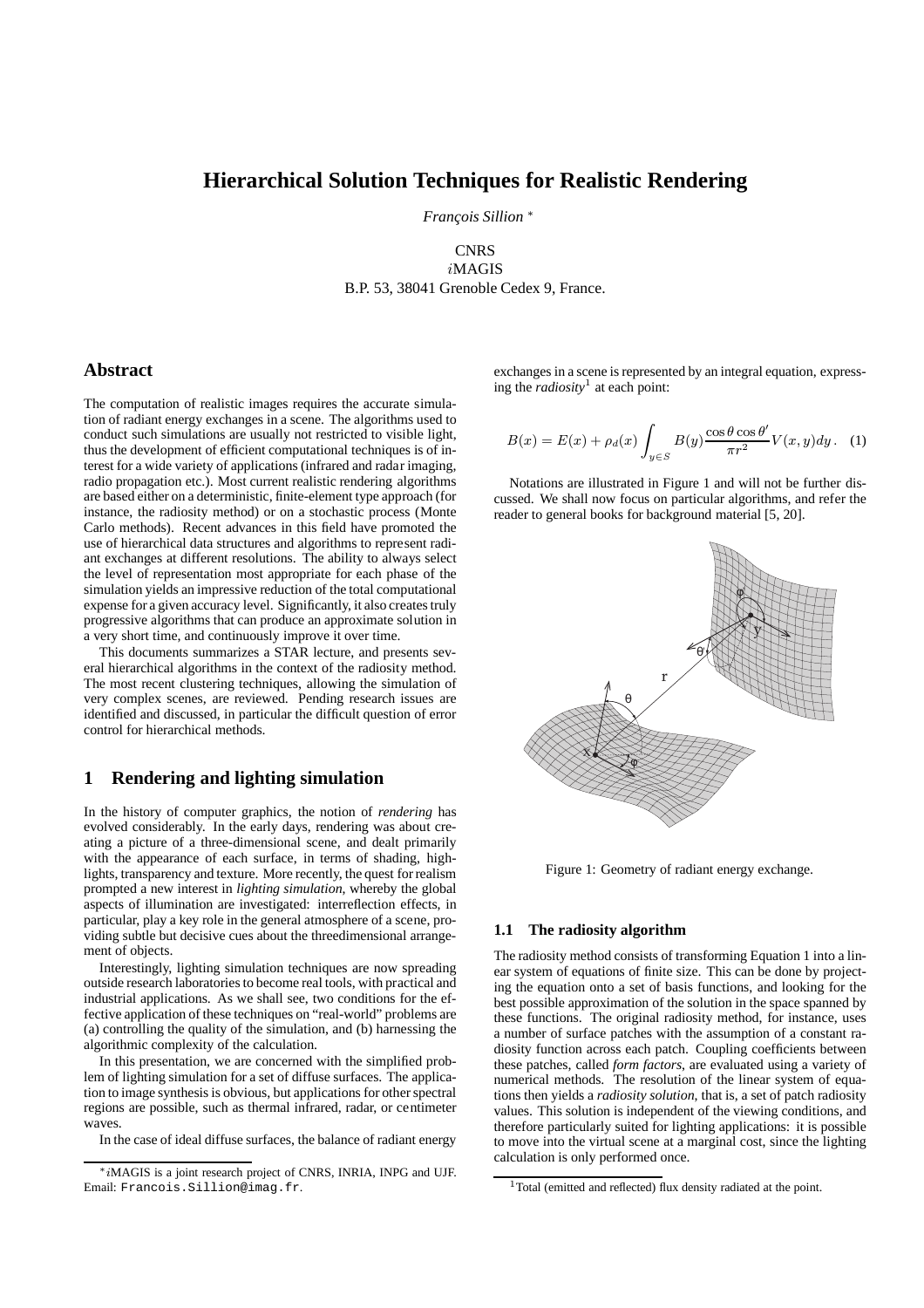# Hierarchical Solution Techniques for Realistic Rendering

*François Sillion* *

CNRS
*i*MAGIS
B.P. 53, 38041 Grenoble Cedex 9, France.

## Abstract

The computation of realistic images requires the accurate simulation of radiant energy exchanges in a scene. The algorithms used to conduct such simulations are usually not restricted to visible light, thus the development of efficient computational techniques is of interest for a wide variety of applications (infrared and radar imaging, radio propagation etc.). Most current realistic rendering algorithms are based either on a deterministic, finite-element type approach (for instance, the radiosity method) or on a stochastic process (Monte Carlo methods). Recent advances in this field have promoted the use of hierarchical data structures and algorithms to represent radiant exchanges at different resolutions. The ability to always select the level of representation most appropriate for each phase of the simulation yields an impressive reduction of the total computational expense for a given accuracy level. Significantly, it also creates truly progressive algorithms that can produce an approximate solution in a very short time, and continuously improve it over time.

This documents summarizes a STAR lecture, and presents several hierarchical algorithms in the context of the radiosity method. The most recent clustering techniques, allowing the simulation of very complex scenes, are reviewed. Pending research issues are identified and discussed, in particular the difficult question of error control for hierarchical methods.

## 1 Rendering and lighting simulation

In the history of computer graphics, the notion of *rendering* has evolved considerably. In the early days, rendering was about creating a picture of a three-dimensional scene, and dealt primarily with the appearance of each surface, in terms of shading, highlights, transparency and texture. More recently, the quest for realism prompted a new interest in *lighting simulation*, whereby the global aspects of illumination are investigated: interreflection effects, in particular, play a key role in the general atmosphere of a scene, providing subtle but decisive cues about the threedimensional arrangement of objects.

Interestingly, lighting simulation techniques are now spreading outside research laboratories to become real tools, with practical and industrial applications. As we shall see, two conditions for the effective application of these techniques on "real-world" problems are (a) controlling the quality of the simulation, and (b) harnessing the algorithmic complexity of the calculation.

In this presentation, we are concerned with the simplified problem of lighting simulation for a set of diffuse surfaces. The application to image synthesis is obvious, but applications for other spectral regions are possible, such as thermal infrared, radar, or centimeter waves.

In the case of ideal diffuse surfaces, the balance of radiant energy exchanges in a scene is represented by an integral equation, expressing the *radiosity*[1] at each point:

$$B(x) = E(x) + \rho_d(x) \int_{y \in S} B(y) \frac{\cos\theta \cos\theta'}{\pi r^2} V(x,y) dy\,. \quad (1)$$

Notations are illustrated in Figure 1 and will not be further discussed. We shall now focus on particular algorithms, and refer the reader to general books for background material [5, 20].

Figure 1: Geometry of radiant energy exchange.

### 1.1 The radiosity algorithm

The radiosity method consists of transforming Equation 1 into a linear system of equations of finite size. This can be done by projecting the equation onto a set of basis functions, and looking for the best possible approximation of the solution in the space spanned by these functions. The original radiosity method, for instance, uses a number of surface patches with the assumption of a constant radiosity function across each patch. Coupling coefficients between these patches, called *form factors*, are evaluated using a variety of numerical methods. The resolution of the linear system of equations then yields a *radiosity solution*, that is, a set of patch radiosity values. This solution is independent of the viewing conditions, and therefore particularly suited for lighting applications: it is possible to move into the virtual scene at a marginal cost, since the lighting calculation is only performed once.

---

* *i*MAGIS is a joint research project of CNRS, INRIA, INPG and UJF. Email: Francois.Sillion@imag.fr.

[1] Total (emitted and reflected) flux density radiated at the point.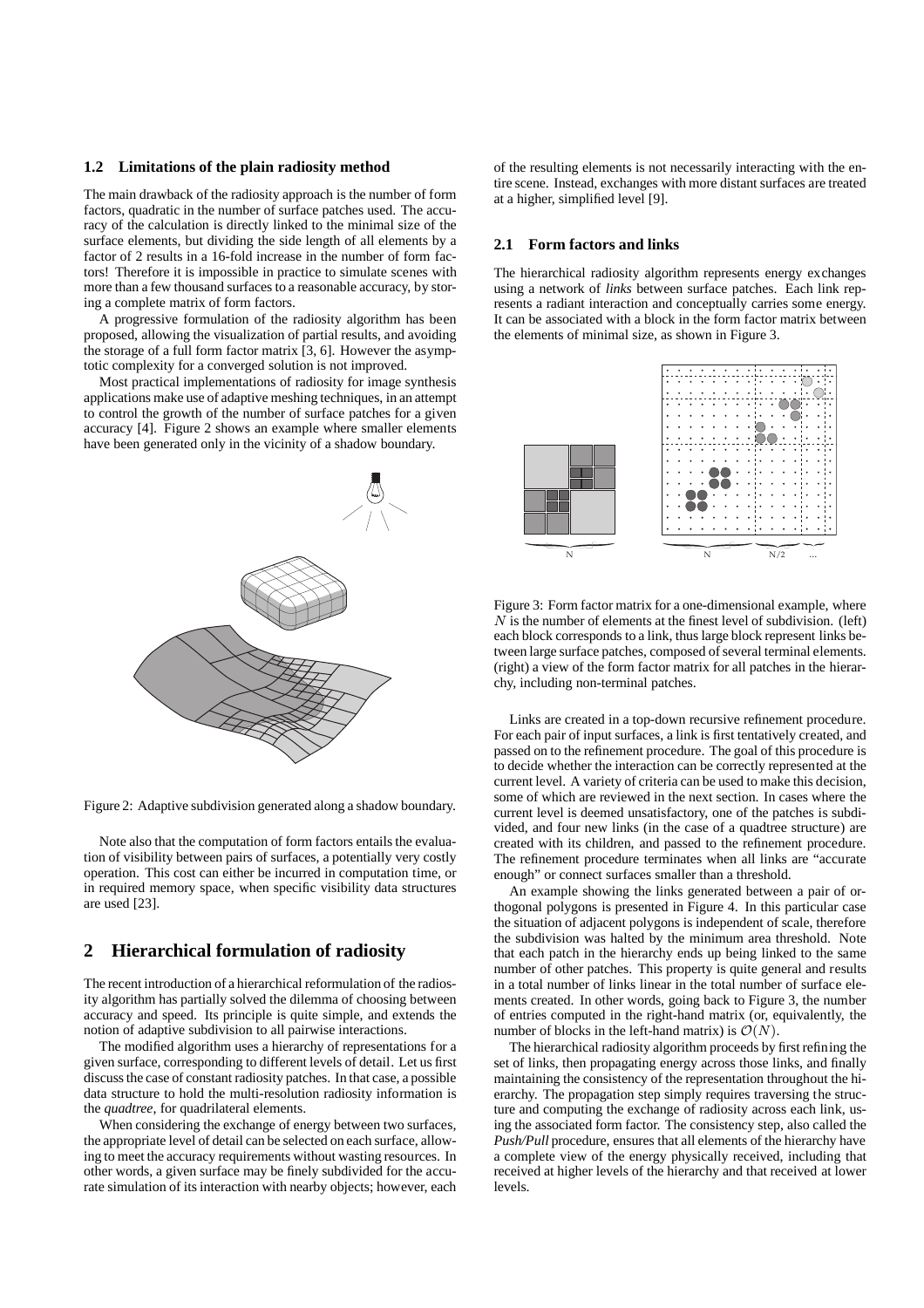### 1.2 Limitations of the plain radiosity method

The main drawback of the radiosity approach is the number of form factors, quadratic in the number of surface patches used. The accuracy of the calculation is directly linked to the minimal size of the surface elements, but dividing the side length of all elements by a factor of 2 results in a 16-fold increase in the number of form factors! Therefore it is impossible in practice to simulate scenes with more than a few thousand surfaces to a reasonable accuracy, by storing a complete matrix of form factors.

A progressive formulation of the radiosity algorithm has been proposed, allowing the visualization of partial results, and avoiding the storage of a full form factor matrix [3, 6]. However the asymptotic complexity for a converged solution is not improved.

Most practical implementations of radiosity for image synthesis applications make use of adaptive meshing techniques, in an attempt to control the growth of the number of surface patches for a given accuracy [4]. Figure 2 shows an example where smaller elements have been generated only in the vicinity of a shadow boundary.

Figure 2: Adaptive subdivision generated along a shadow boundary.

Note also that the computation of form factors entails the evaluation of visibility between pairs of surfaces, a potentially very costly operation. This cost can either be incurred in computation time, or in required memory space, when specific visibility data structures are used [23].

## 2 Hierarchical formulation of radiosity

The recent introduction of a hierarchical reformulation of the radiosity algorithm has partially solved the dilemma of choosing between accuracy and speed. Its principle is quite simple, and extends the notion of adaptive subdivision to all pairwise interactions.

The modified algorithm uses a hierarchy of representations for a given surface, corresponding to different levels of detail. Let us first discuss the case of constant radiosity patches. In that case, a possible data structure to hold the multi-resolution radiosity information is the *quadtree*, for quadrilateral elements.

When considering the exchange of energy between two surfaces, the appropriate level of detail can be selected on each surface, allowing to meet the accuracy requirements without wasting resources. In other words, a given surface may be finely subdivided for the accurate simulation of its interaction with nearby objects; however, each of the resulting elements is not necessarily interacting with the entire scene. Instead, exchanges with more distant surfaces are treated at a higher, simplified level [9].

### 2.1 Form factors and links

The hierarchical radiosity algorithm represents energy exchanges using a network of *links* between surface patches. Each link represents a radiant interaction and conceptually carries some energy. It can be associated with a block in the form factor matrix between the elements of minimal size, as shown in Figure 3.

Figure 3: Form factor matrix for a one-dimensional example, where $N$ is the number of elements at the finest level of subdivision. (left) each block corresponds to a link, thus large block represent links between large surface patches, composed of several terminal elements. (right) a view of the form factor matrix for all patches in the hierarchy, including non-terminal patches.

Links are created in a top-down recursive refinement procedure. For each pair of input surfaces, a link is first tentatively created, and passed on to the refinement procedure. The goal of this procedure is to decide whether the interaction can be correctly represented at the current level. A variety of criteria can be used to make this decision, some of which are reviewed in the next section. In cases where the current level is deemed unsatisfactory, one of the patches is subdivided, and four new links (in the case of a quadtree structure) are created with its children, and passed to the refinement procedure. The refinement procedure terminates when all links are "accurate enough" or connect surfaces smaller than a threshold.

An example showing the links generated between a pair of orthogonal polygons is presented in Figure 4. In this particular case the situation of adjacent polygons is independent of scale, therefore the subdivision was halted by the minimum area threshold. Note that each patch in the hierarchy ends up being linked to the same number of other patches. This property is quite general and results in a total number of links linear in the total number of surface elements created. In other words, going back to Figure 3, the number of entries computed in the right-hand matrix (or, equivalently, the number of blocks in the left-hand matrix) is $\mathcal{O}(N)$.

The hierarchical radiosity algorithm proceeds by first refining the set of links, then propagating energy across those links, and finally maintaining the consistency of the representation throughout the hierarchy. The propagation step simply requires traversing the structure and computing the exchange of radiosity across each link, using the associated form factor. The consistency step, also called the *Push/Pull* procedure, ensures that all elements of the hierarchy have a complete view of the energy physically received, including that received at higher levels of the hierarchy and that received at lower levels.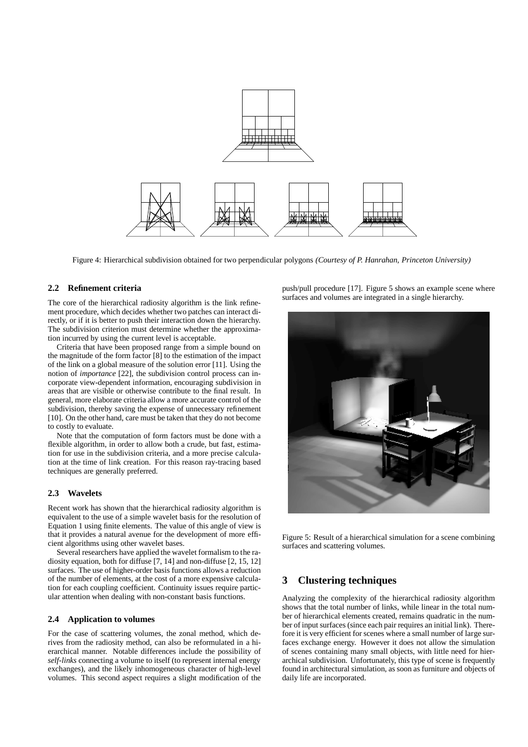Figure 4: Hierarchical subdivision obtained for two perpendicular polygons *(Courtesy of P. Hanrahan, Princeton University)*

### 2.2 Refinement criteria

The core of the hierarchical radiosity algorithm is the link refinement procedure, which decides whether two patches can interact directly, or if it is better to push their interaction down the hierarchy. The subdivision criterion must determine whether the approximation incurred by using the current level is acceptable.

Criteria that have been proposed range from a simple bound on the magnitude of the form factor [8] to the estimation of the impact of the link on a global measure of the solution error [11]. Using the notion of *importance* [22], the subdivision control process can incorporate view-dependent information, encouraging subdivision in areas that are visible or otherwise contribute to the final result. In general, more elaborate criteria allow a more accurate control of the subdivision, thereby saving the expense of unnecessary refinement [10]. On the other hand, care must be taken that they do not become to costly to evaluate.

Note that the computation of form factors must be done with a flexible algorithm, in order to allow both a crude, but fast, estimation for use in the subdivision criteria, and a more precise calculation at the time of link creation. For this reason ray-tracing based techniques are generally preferred.

### 2.3 Wavelets

Recent work has shown that the hierarchical radiosity algorithm is equivalent to the use of a simple wavelet basis for the resolution of Equation 1 using finite elements. The value of this angle of view is that it provides a natural avenue for the development of more efficient algorithms using other wavelet bases.

Several researchers have applied the wavelet formalism to the radiosity equation, both for diffuse [7, 14] and non-diffuse [2, 15, 12] surfaces. The use of higher-order basis functions allows a reduction of the number of elements, at the cost of a more expensive calculation for each coupling coefficient. Continuity issues require particular attention when dealing with non-constant basis functions.

### 2.4 Application to volumes

For the case of scattering volumes, the zonal method, which derives from the radiosity method, can also be reformulated in a hierarchical manner. Notable differences include the possibility of *self-links* connecting a volume to itself (to represent internal energy exchanges), and the likely inhomogeneous character of high-level volumes. This second aspect requires a slight modification of the push/pull procedure [17]. Figure 5 shows an example scene where surfaces and volumes are integrated in a single hierarchy.

Figure 5: Result of a hierarchical simulation for a scene combining surfaces and scattering volumes.

## 3 Clustering techniques

Analyzing the complexity of the hierarchical radiosity algorithm shows that the total number of links, while linear in the total number of hierarchical elements created, remains quadratic in the number of input surfaces (since each pair requires an initial link). Therefore it is very efficient for scenes where a small number of large surfaces exchange energy. However it does not allow the simulation of scenes containing many small objects, with little need for hierarchical subdivision. Unfortunately, this type of scene is frequently found in architectural simulation, as soon as furniture and objects of daily life are incorporated.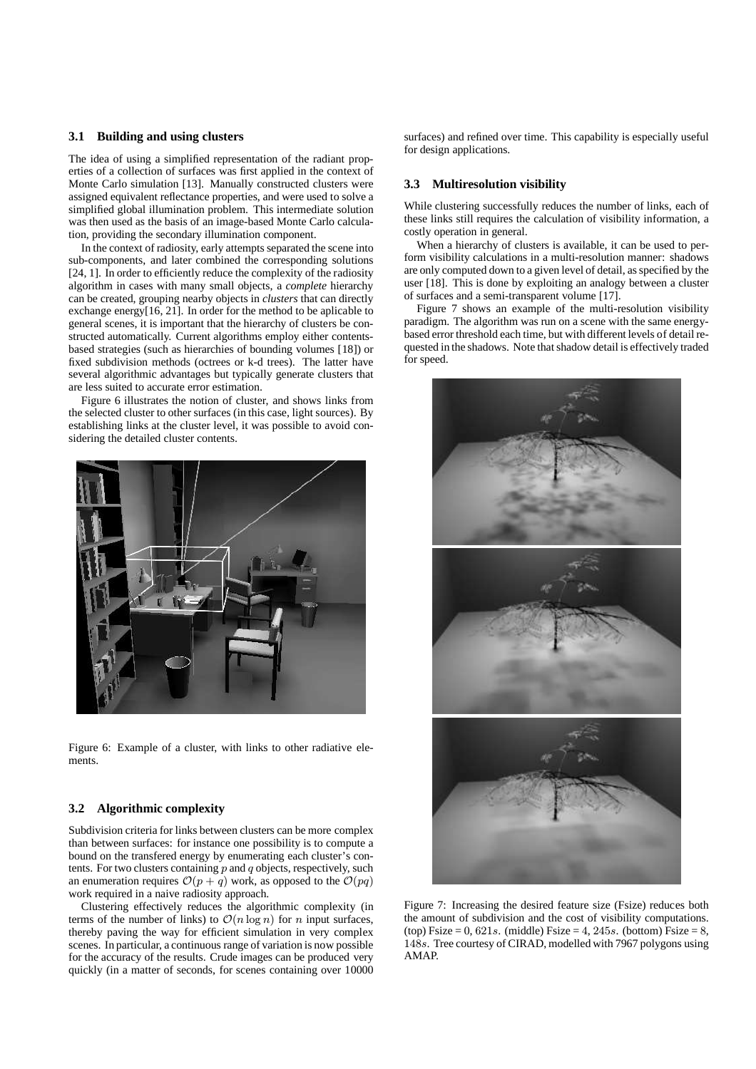### 3.1 Building and using clusters

The idea of using a simplified representation of the radiant properties of a collection of surfaces was first applied in the context of Monte Carlo simulation [13]. Manually constructed clusters were assigned equivalent reflectance properties, and were used to solve a simplified global illumination problem. This intermediate solution was then used as the basis of an image-based Monte Carlo calculation, providing the secondary illumination component.

In the context of radiosity, early attempts separated the scene into sub-components, and later combined the corresponding solutions [24, 1]. In order to efficiently reduce the complexity of the radiosity algorithm in cases with many small objects, a *complete* hierarchy can be created, grouping nearby objects in *clusters* that can directly exchange energy[16, 21]. In order for the method to be aplicable to general scenes, it is important that the hierarchy of clusters be constructed automatically. Current algorithms employ either contents-based strategies (such as hierarchies of bounding volumes [18]) or fixed subdivision methods (octrees or k-d trees). The latter have several algorithmic advantages but typically generate clusters that are less suited to accurate error estimation.

Figure 6 illustrates the notion of cluster, and shows links from the selected cluster to other surfaces (in this case, light sources). By establishing links at the cluster level, it was possible to avoid considering the detailed cluster contents.

Figure 6: Example of a cluster, with links to other radiative elements.

### 3.2 Algorithmic complexity

Subdivision criteria for links between clusters can be more complex than between surfaces: for instance one possibility is to compute a bound on the transfered energy by enumerating each cluster's contents. For two clusters containing $p$ and $q$ objects, respectively, such an enumeration requires $\mathcal{O}(p + q)$ work, as opposed to the $\mathcal{O}(pq)$ work required in a naive radiosity approach.

Clustering effectively reduces the algorithmic complexity (in terms of the number of links) to $\mathcal{O}(n \log n)$ for $n$ input surfaces, thereby paving the way for efficient simulation in very complex scenes. In particular, a continuous range of variation is now possible for the accuracy of the results. Crude images can be produced very quickly (in a matter of seconds, for scenes containing over 10000 surfaces) and refined over time. This capability is especially useful for design applications.

### 3.3 Multiresolution visibility

While clustering successfully reduces the number of links, each of these links still requires the calculation of visibility information, a costly operation in general.

When a hierarchy of clusters is available, it can be used to perform visibility calculations in a multi-resolution manner: shadows are only computed down to a given level of detail, as specified by the user [18]. This is done by exploiting an analogy between a cluster of surfaces and a semi-transparent volume [17].

Figure 7 shows an example of the multi-resolution visibility paradigm. The algorithm was run on a scene with the same energy-based error threshold each time, but with different levels of detail requested in the shadows. Note that shadow detail is effectively traded for speed.

Figure 7: Increasing the desired feature size (Fsize) reduces both the amount of subdivision and the cost of visibility computations. (top) Fsize = 0, $621s$. (middle) Fsize = 4, $245s$. (bottom) Fsize = 8, $148s$. Tree courtesy of CIRAD, modelled with 7967 polygons using AMAP.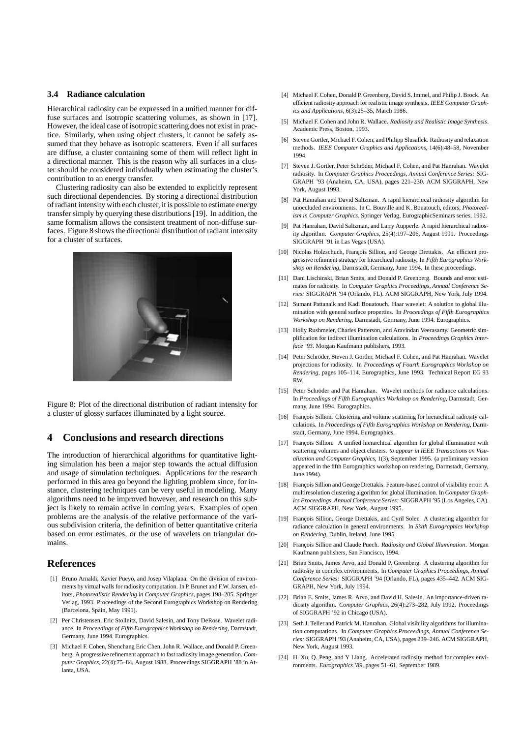### 3.4 Radiance calculation

Hierarchical radiosity can be expressed in a unified manner for diffuse surfaces and isotropic scattering volumes, as shown in [17]. However, the ideal case of isotropic scattering does not exist in practice. Similarly, when using object clusters, it cannot be safely assumed that they behave as isotropic scatterers. Even if all surfaces are diffuse, a cluster containing some of them will reflect light in a directional manner. This is the reason why all surfaces in a cluster should be considered individually when estimating the cluster's contribution to an energy transfer.

Clustering radiosity can also be extended to explicitly represent such directional dependencies. By storing a directional distribution of radiant intensity with each cluster, it is possible to estimate energy transfer simply by querying these distributions [19]. In addition, the same formalism allows the consistent treatment of non-diffuse surfaces. Figure 8 shows the directional distribution of radiant intensity for a cluster of surfaces.

Figure 8: Plot of the directional distribution of radiant intensity for a cluster of glossy surfaces illuminated by a light source.

## 4 Conclusions and research directions

The introduction of hierarchical algorithms for quantitative lighting simulation has been a major step towards the actual diffusion and usage of simulation techniques. Applications for the research performed in this area go beyond the lighting problem since, for instance, clustering techniques can be very useful in modeling. Many algorithms need to be improved however, and research on this subject is likely to remain active in coming years. Examples of open problems are the analysis of the relative performance of the various subdivision criteria, the definition of better quantitative criteria based on error estimates, or the use of wavelets on triangular domains.

## References

[1] Bruno Arnaldi, Xavier Pueyo, and Josep Vilaplana. On the division of environments by virtual walls for radiosity computation. In P. Brunet and F.W. Jansen, editors, *Photorealistic Rendering in Computer Graphics*, pages 198–205. Springer Verlag, 1993. Proceedings of the Second Eurographics Workshop on Rendering (Barcelona, Spain, May 1991).

[2] Per Christensen, Eric Stollnitz, David Salesin, and Tony DeRose. Wavelet radiance. In *Proceedings of Fifth Eurographics Workshop on Rendering*, Darmstadt, Germany, June 1994. Eurographics.

[3] Michael F. Cohen, Shenchang Eric Chen, John R. Wallace, and Donald P. Greenberg. A progressive refinement approach to fast radiosity image generation. *Computer Graphics*, 22(4):75–84, August 1988. Proceedings SIGGRAPH '88 in Atlanta, USA.

[4] Michael F. Cohen, Donald P. Greenberg, David S. Immel, and Philip J. Brock. An efficient radiosity approach for realistic image synthesis. *IEEE Computer Graphics and Applications*, 6(3):25–35, March 1986.

[5] Michael F. Cohen and John R. Wallace. *Radiosity and Realistic Image Synthesis*. Academic Press, Boston, 1993.

[6] Steven Gortler, Michael F. Cohen, and Philipp Slusallek. Radiosity and relaxation methods. *IEEE Computer Graphics and Applications*, 14(6):48–58, November 1994.

[7] Steven J. Gortler, Peter Schröder, Michael F. Cohen, and Pat Hanrahan. Wavelet radiosity. In *Computer Graphics Proceedings, Annual Conference Series:* SIGGRAPH '93 (Anaheim, CA, USA), pages 221–230. ACM SIGGRAPH, New York, August 1993.

[8] Pat Hanrahan and David Saltzman. A rapid hierarchical radiosity algorithm for unoccluded environments. In C. Bouville and K. Bouatouch, editors, *Photorealism in Computer Graphics*. Springer Verlag, EurographicSeminars series, 1992.

[9] Pat Hanrahan, David Saltzman, and Larry Aupperle. A rapid hierarchical radiosity algorithm. *Computer Graphics*, 25(4):197–206, August 1991. Proceedings SIGGRAPH '91 in Las Vegas (USA).

[10] Nicolas Holzschuch, François Sillion, and George Drettakis. An efficient progressive refinement strategy for hiearchical radiosity. In *Fifth Eurographics Workshop on Rendering*, Darmstadt, Germany, June 1994. In these proceedings.

[11] Dani Lischinski, Brian Smits, and Donald P. Greenberg. Bounds and error estimates for radiosity. In *Computer Graphics Proceedings, Annual Conference Series:* SIGGRAPH '94 (Orlando, FL). ACM SIGGRAPH, New York, July 1994.

[12] Sumant Pattanaik and Kadi Bouatouch. Haar wavelet: A solution to global illumination with general surface properties. In *Proceedings of Fifth Eurographics Workshop on Rendering*, Darmstadt, Germany, June 1994. Eurographics.

[13] Holly Rushmeier, Charles Patterson, and Aravindan Veerasamy. Geometric simplification for indirect illumination calculations. In *Proceedings Graphics Interface '93*. Morgan Kaufmann publishers, 1993.

[14] Peter Schröder, Steven J. Gortler, Michael F. Cohen, and Pat Hanrahan. Wavelet projections for radiosity. In *Proceedings of Fourth Eurographics Workshop on Rendering*, pages 105–114. Eurographics, June 1993. Technical Report EG 93 RW.

[15] Peter Schröder and Pat Hanrahan. Wavelet methods for radiance calculations. In *Proceedings of Fifth Eurographics Workshop on Rendering*, Darmstadt, Germany, June 1994. Eurographics.

[16] François Sillion. Clustering and volume scattering for hierarchical radiosity calculations. In *Proceedings of Fifth Eurographics Workshop on Rendering*, Darmstadt, Germany, June 1994. Eurographics.

[17] François Sillion. A unified hierarchical algorithm for global illumination with scattering volumes and object clusters. *to appear in IEEE Transactions on Visualization and Computer Graphics*, 1(3), September 1995. (a preliminary version appeared in the fifth Eurographics workshop on rendering, Darmstadt, Germany, June 1994).

[18] François Sillion and George Drettakis. Feature-based control of visibility error: A multiresolution clustering algorithm for global illumination. In *Computer Graphics Proceedings, Annual Conference Series:* SIGGRAPH '95 (Los Angeles, CA). ACM SIGGRAPH, New York, August 1995.

[19] François Sillion, George Drettakis, and Cyril Soler. A clustering algorithm for radiance calculation in general environments. In *Sixth Eurographics Workshop on Rendering*, Dublin, Ireland, June 1995.

[20] François Sillion and Claude Puech. *Radiosity and Global Illumination*. Morgan Kaufmann publishers, San Francisco, 1994.

[21] Brian Smits, James Arvo, and Donald P. Greenberg. A clustering algorithm for radiosity in complex environments. In *Computer Graphics Proceedings, Annual Conference Series:* SIGGRAPH '94 (Orlando, FL), pages 435–442. ACM SIGGRAPH, New York, July 1994.

[22] Brian E. Smits, James R. Arvo, and David H. Salesin. An importance-driven radiosity algorithm. *Computer Graphics*, 26(4):273–282, July 1992. Proceedings of SIGGRAPH '92 in Chicago (USA).

[23] Seth J. Teller and Patrick M. Hanrahan. Global visibility algorithms for illumination computations. In *Computer Graphics Proceedings, Annual Conference Series:* SIGGRAPH '93 (Anaheim, CA, USA), pages 239–246. ACM SIGGRAPH, New York, August 1993.

[24] H. Xu, Q. Peng, and Y Liang. Accelerated radiosity method for complex environments. *Eurographics '89*, pages 51–61, September 1989.